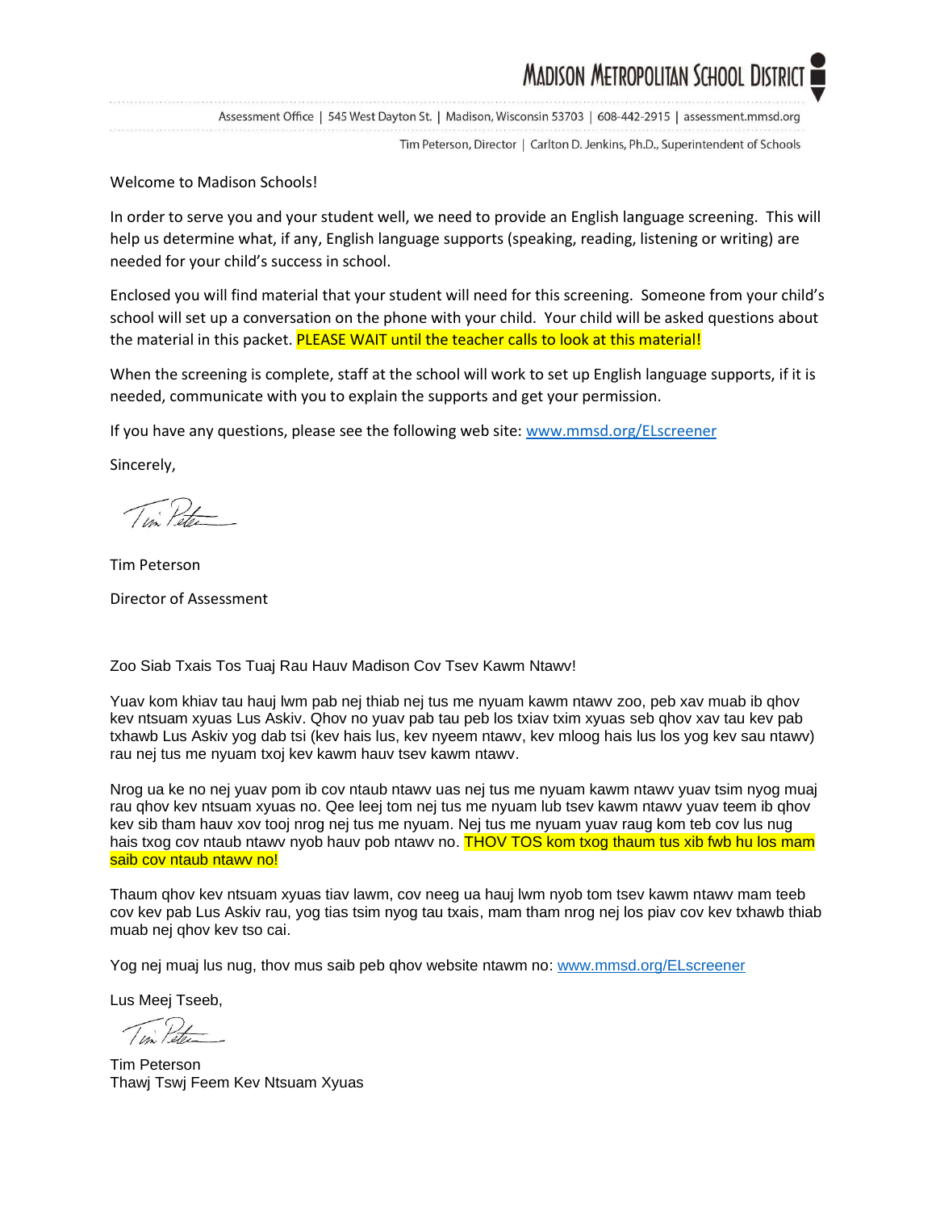**MADISON METROPOLITAN SCHOOL DISTRICT**

Assessment Office | 545 West Dayton St. | Madison, Wisconsin 53703 | 608-442-2915 | assessment.mmsd.org

Tim Peterson, Director | Carlton D. Jenkins, Ph.D., Superintendent of Schools

Welcome to Madison Schools!

In order to serve you and your student well, we need to provide an English language screening. This will help us determine what, if any, English language supports (speaking, reading, listening or writing) are needed for your child's success in school.

Enclosed you will find material that your student will need for this screening. Someone from your child's school will set up a conversation on the phone with your child. Your child will be asked questions about the material in this packet. PLEASE WAIT until the teacher calls to look at this material!

When the screening is complete, staff at the school will work to set up English language supports, if it is needed, communicate with you to explain the supports and get your permission.

If you have any questions, please see the following web site: [www.mmsd.org/ELscreener](http://www.mmsd.org/ELscreener)

Sincerely,

Tim Peterson

Director of Assessment

Zoo Siab Txais Tos Tuaj Rau Hauv Madison Cov Tsev Kawm Ntawv!

Yuav kom khiav tau hauj lwm pab nej thiab nej tus me nyuam kawm ntawv zoo, peb xav muab ib qhov kev ntsuam xyuas Lus Askiv. Qhov no yuav pab tau peb los txiav txim xyuas seb qhov xav tau kev pab txhawb Lus Askiv yog dab tsi (kev hais lus, kev nyeem ntawv, kev mloog hais lus los yog kev sau ntawv) rau nej tus me nyuam txoj kev kawm hauv tsev kawm ntawv.

Nrog ua ke no nej yuav pom ib cov ntaub ntawv uas nej tus me nyuam kawm ntawv yuav tsim nyog muaj rau qhov kev ntsuam xyuas no. Qee leej tom nej tus me nyuam lub tsev kawm ntawv yuav teem ib qhov kev sib tham hauv xov tooj nrog nej tus me nyuam. Nej tus me nyuam yuav raug kom teb cov lus nug hais txog cov ntaub ntawv nyob hauv pob ntawv no. THOV TOS kom txog thaum tus xib fwb hu los mam saib cov ntaub ntawv no!

Thaum qhov kev ntsuam xyuas tiav lawm, cov neeg ua hauj lwm nyob tom tsev kawm ntawv mam teeb cov kev pab Lus Askiv rau, yog tias tsim nyog tau txais, mam tham nrog nej los piav cov kev txhawb thiab muab nej qhov kev tso cai.

Yog nej muaj lus nug, thov mus saib peb qhov website ntawm no: [www.mmsd.org/ELscreener](http://www.mmsd.org/ELscreener)

Lus Meej Tseeb,

Tim Peterson
Thawj Tswj Feem Kev Ntsuam Xyuas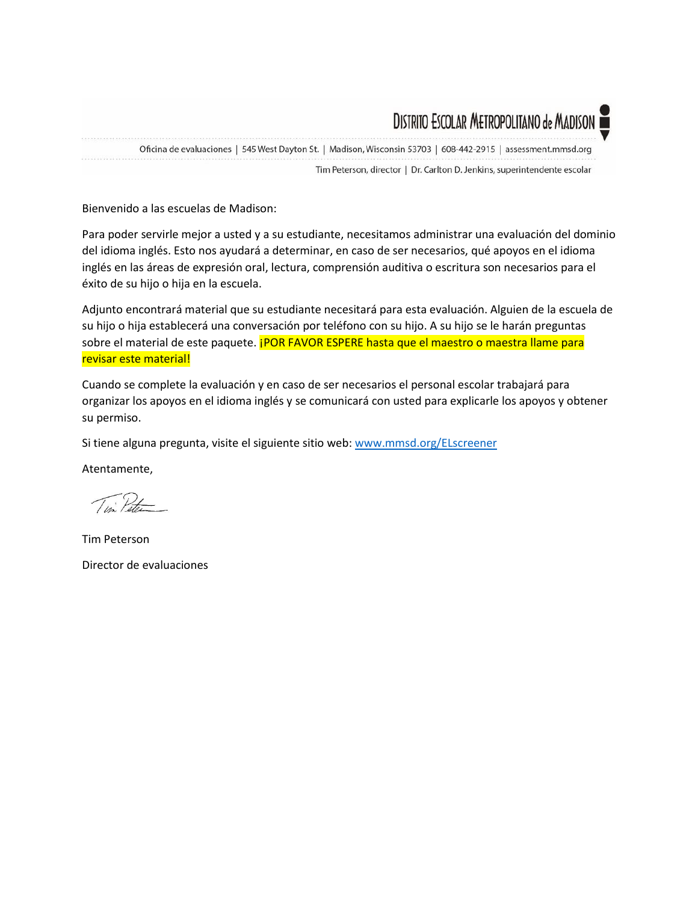**DISTRITO ESCOLAR METROPOLITANO de MADISON**

Oficina de evaluaciones | 545 West Dayton St. | Madison, Wisconsin 53703 | 608-442-2915 | assessment.mmsd.org

Tim Peterson, director | Dr. Carlton D. Jenkins, superintendente escolar

Bienvenido a las escuelas de Madison:

Para poder servirle mejor a usted y a su estudiante, necesitamos administrar una evaluación del dominio del idioma inglés. Esto nos ayudará a determinar, en caso de ser necesarios, qué apoyos en el idioma inglés en las áreas de expresión oral, lectura, comprensión auditiva o escritura son necesarios para el éxito de su hijo o hija en la escuela.

Adjunto encontrará material que su estudiante necesitará para esta evaluación. Alguien de la escuela de su hijo o hija establecerá una conversación por teléfono con su hijo. A su hijo se le harán preguntas sobre el material de este paquete. **¡POR FAVOR ESPERE hasta que el maestro o maestra llame para revisar este material!**

Cuando se complete la evaluación y en caso de ser necesarios el personal escolar trabajará para organizar los apoyos en el idioma inglés y se comunicará con usted para explicarle los apoyos y obtener su permiso.

Si tiene alguna pregunta, visite el siguiente sitio web: [www.mmsd.org/ELscreener](www.mmsd.org/ELscreener)

Atentamente,

Tim Peterson

Director de evaluaciones